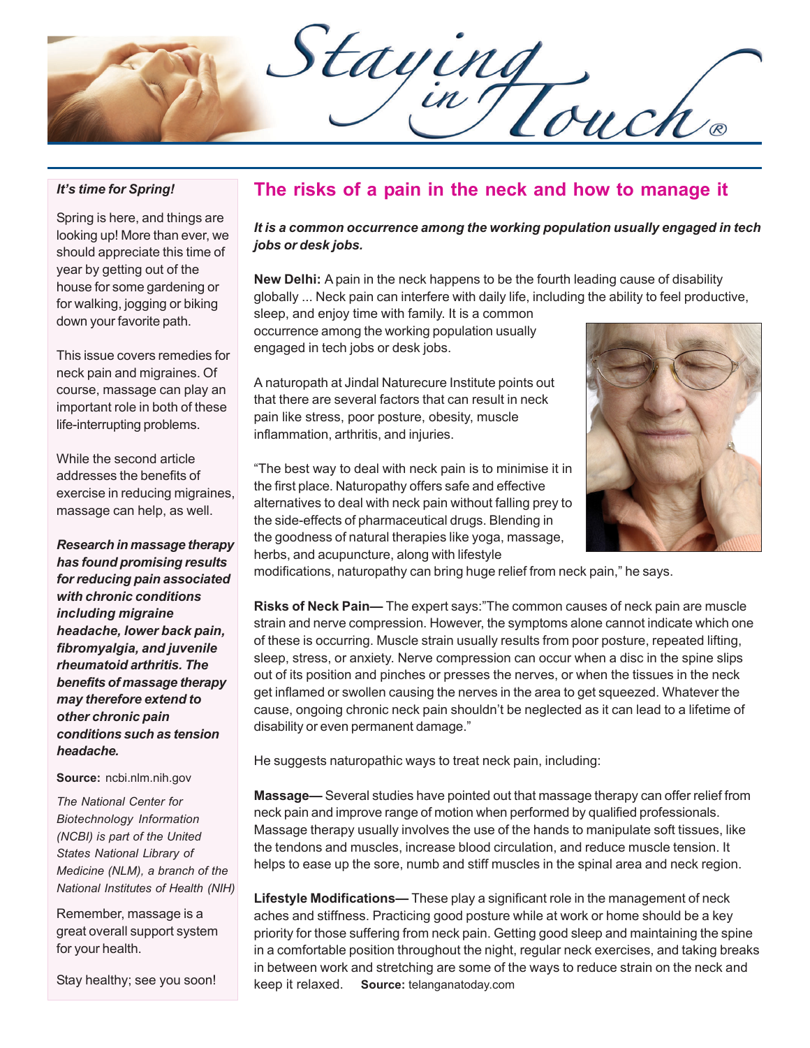# Staying in Touch®

## The risks of a pain in the neck and how to manage it

***It is a common occurrence among the working population usually engaged in tech jobs or desk jobs.***

**New Delhi:** A pain in the neck happens to be the fourth leading cause of disability globally ... Neck pain can interfere with daily life, including the ability to feel productive, sleep, and enjoy time with family. It is a common occurrence among the working population usually engaged in tech jobs or desk jobs.

A naturopath at Jindal Naturecure Institute points out that there are several factors that can result in neck pain like stress, poor posture, obesity, muscle inflammation, arthritis, and injuries.

"The best way to deal with neck pain is to minimise it in the first place. Naturopathy offers safe and effective alternatives to deal with neck pain without falling prey to the side-effects of pharmaceutical drugs. Blending in the goodness of natural therapies like yoga, massage, herbs, and acupuncture, along with lifestyle modifications, naturopathy can bring huge relief from neck pain," he says.

**Risks of Neck Pain—** The expert says:"The common causes of neck pain are muscle strain and nerve compression. However, the symptoms alone cannot indicate which one of these is occurring. Muscle strain usually results from poor posture, repeated lifting, sleep, stress, or anxiety. Nerve compression can occur when a disc in the spine slips out of its position and pinches or presses the nerves, or when the tissues in the neck get inflamed or swollen causing the nerves in the area to get squeezed. Whatever the cause, ongoing chronic neck pain shouldn't be neglected as it can lead to a lifetime of disability or even permanent damage."

He suggests naturopathic ways to treat neck pain, including:

**Massage—** Several studies have pointed out that massage therapy can offer relief from neck pain and improve range of motion when performed by qualified professionals. Massage therapy usually involves the use of the hands to manipulate soft tissues, like the tendons and muscles, increase blood circulation, and reduce muscle tension. It helps to ease up the sore, numb and stiff muscles in the spinal area and neck region.

**Lifestyle Modifications—** These play a significant role in the management of neck aches and stiffness. Practicing good posture while at work or home should be a key priority for those suffering from neck pain. Getting good sleep and maintaining the spine in a comfortable position throughout the night, regular neck exercises, and taking breaks in between work and stretching are some of the ways to reduce strain on the neck and keep it relaxed. **Source:** telanganatoday.com

---

***It's time for Spring!***

Spring is here, and things are looking up! More than ever, we should appreciate this time of year by getting out of the house for some gardening or for walking, jogging or biking down your favorite path.

This issue covers remedies for neck pain and migraines. Of course, massage can play an important role in both of these life-interrupting problems.

While the second article addresses the benefits of exercise in reducing migraines, massage can help, as well.

***Research in massage therapy has found promising results for reducing pain associated with chronic conditions including migraine headache, lower back pain, fibromyalgia, and juvenile rheumatoid arthritis. The benefits of massage therapy may therefore extend to other chronic pain conditions such as tension headache.***

**Source:** ncbi.nlm.nih.gov

*The National Center for Biotechnology Information (NCBI) is part of the United States National Library of Medicine (NLM), a branch of the National Institutes of Health (NIH)*

Remember, massage is a great overall support system for your health.

Stay healthy; see you soon!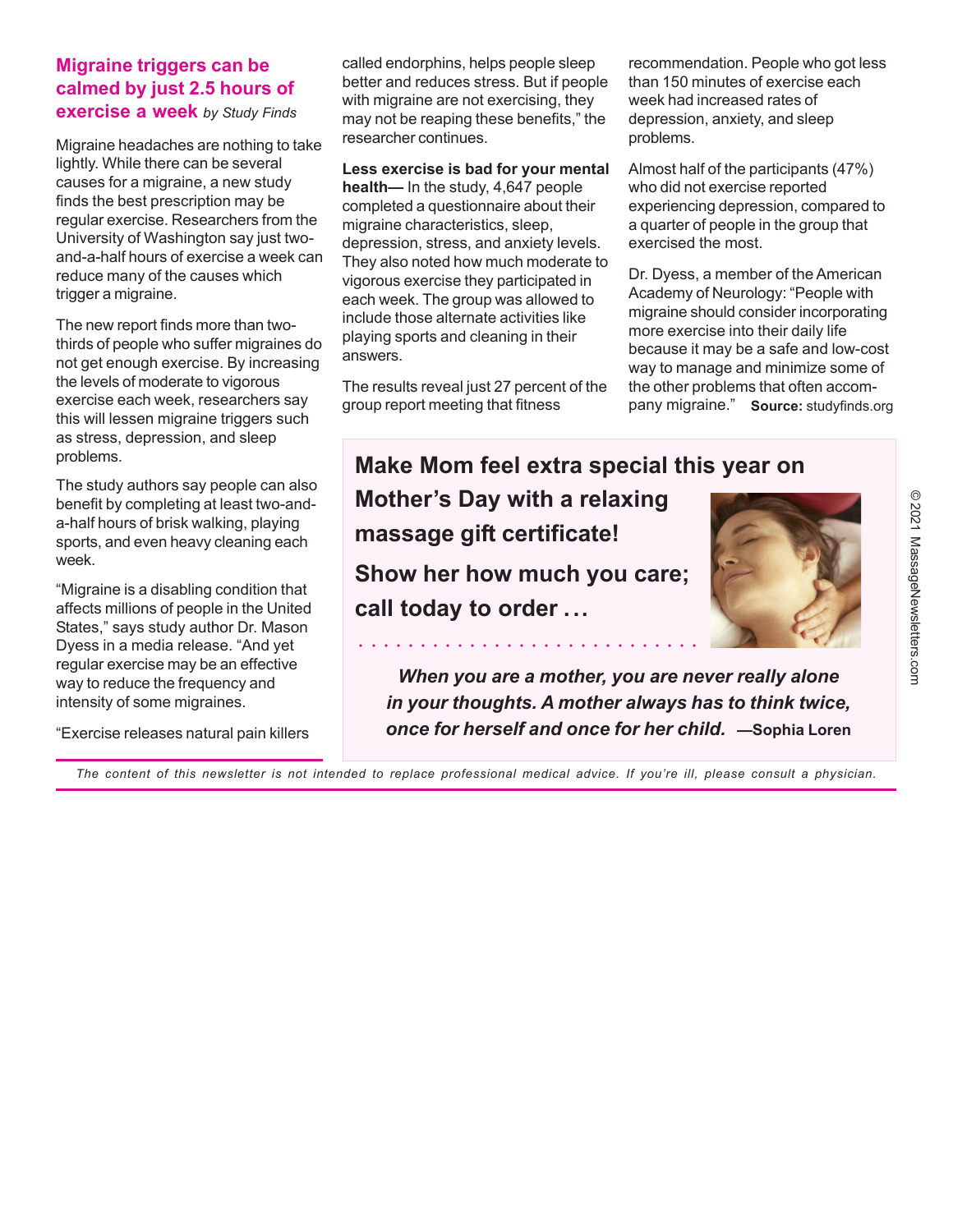## Migraine triggers can be calmed by just 2.5 hours of exercise a week *by Study Finds*

Migraine headaches are nothing to take lightly. While there can be several causes for a migraine, a new study finds the best prescription may be regular exercise. Researchers from the University of Washington say just two-and-a-half hours of exercise a week can reduce many of the causes which trigger a migraine.

The new report finds more than two-thirds of people who suffer migraines do not get enough exercise. By increasing the levels of moderate to vigorous exercise each week, researchers say this will lessen migraine triggers such as stress, depression, and sleep problems.

The study authors say people can also benefit by completing at least two-and-a-half hours of brisk walking, playing sports, and even heavy cleaning each week.

"Migraine is a disabling condition that affects millions of people in the United States," says study author Dr. Mason Dyess in a media release. "And yet regular exercise may be an effective way to reduce the frequency and intensity of some migraines.

"Exercise releases natural pain killers called endorphins, helps people sleep better and reduces stress. But if people with migraine are not exercising, they may not be reaping these benefits," the researcher continues.

**Less exercise is bad for your mental health—** In the study, 4,647 people completed a questionnaire about their migraine characteristics, sleep, depression, stress, and anxiety levels. They also noted how much moderate to vigorous exercise they participated in each week. The group was allowed to include those alternate activities like playing sports and cleaning in their answers.

The results reveal just 27 percent of the group report meeting that fitness recommendation. People who got less than 150 minutes of exercise each week had increased rates of depression, anxiety, and sleep problems.

Almost half of the participants (47%) who did not exercise reported experiencing depression, compared to a quarter of people in the group that exercised the most.

Dr. Dyess, a member of the American Academy of Neurology: "People with migraine should consider incorporating more exercise into their daily life because it may be a safe and low-cost way to manage and minimize some of the other problems that often accompany migraine." **Source:** studyfinds.org

**Make Mom feel extra special this year on Mother's Day with a relaxing massage gift certificate!**

**Show her how much you care; call today to order . . .**

***When you are a mother, you are never really alone in your thoughts. A mother always has to think twice, once for herself and once for her child.*** **—Sophia Loren**

*The content of this newsletter is not intended to replace professional medical advice. If you're ill, please consult a physician.*

© 2021 MassageNewsletters.com